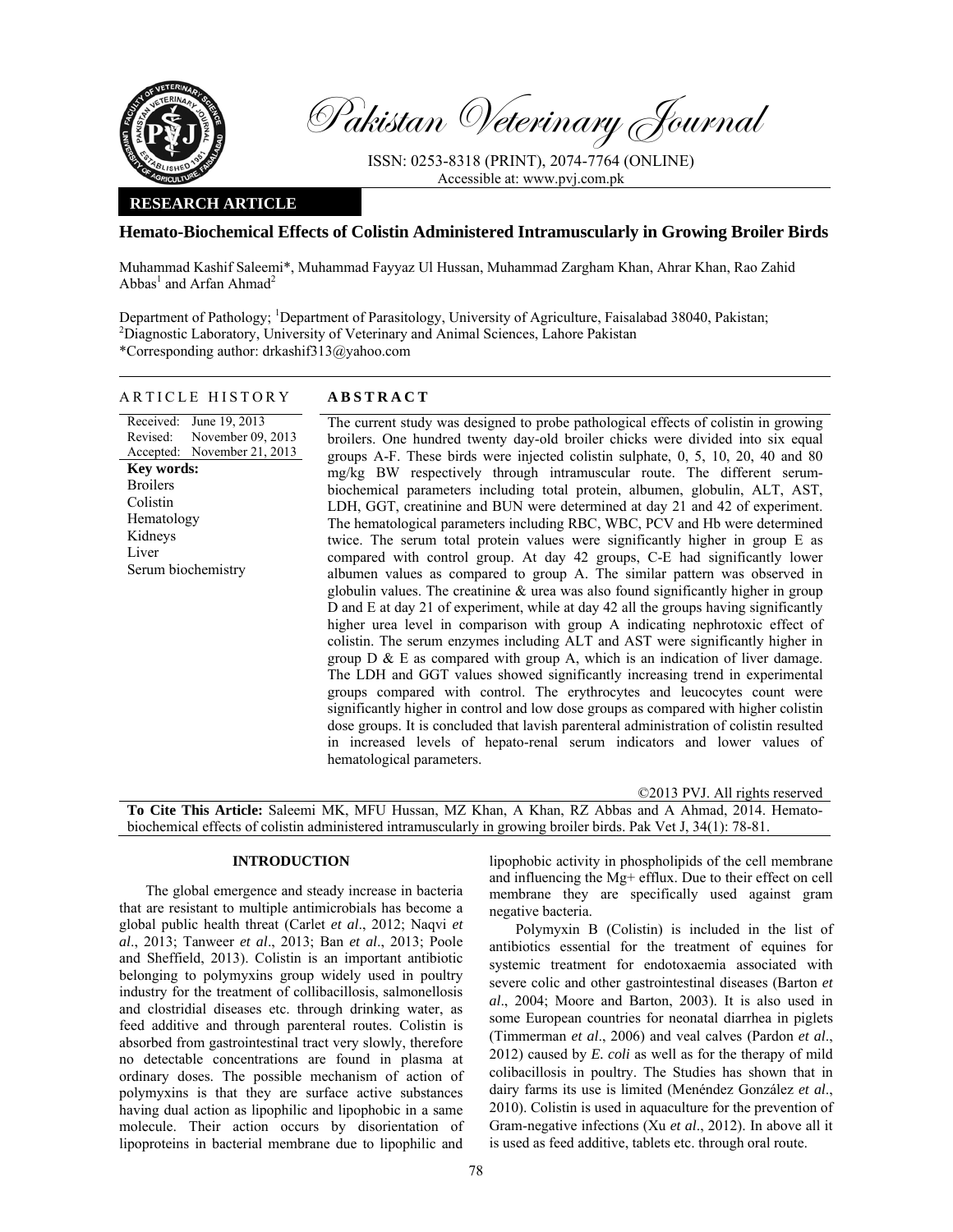# Pakistan Veterinary Journal

ISSN: 0253-8318 (PRINT), 2074-7764 (ONLINE)
Accessible at: www.pvj.com.pk

**RESEARCH ARTICLE**

## Hemato-Biochemical Effects of Colistin Administered Intramuscularly in Growing Broiler Birds

Muhammad Kashif Saleemi*, Muhammad Fayyaz Ul Hussan, Muhammad Zargham Khan, Ahrar Khan, Rao Zahid Abbas[1] and Arfan Ahmad[2]

Department of Pathology; [1]Department of Parasitology, University of Agriculture, Faisalabad 38040, Pakistan; [2]Diagnostic Laboratory, University of Veterinary and Animal Sciences, Lahore Pakistan
*Corresponding author: drkashif313@yahoo.com

### ARTICLE HISTORY

Received: June 19, 2013
Revised: November 09, 2013
Accepted: November 21, 2013

**Key words:**
Broilers
Colistin
Hematology
Kidneys
Liver
Serum biochemistry

### ABSTRACT

The current study was designed to probe pathological effects of colistin in growing broilers. One hundred twenty day-old broiler chicks were divided into six equal groups A-F. These birds were injected colistin sulphate, 0, 5, 10, 20, 40 and 80 mg/kg BW respectively through intramuscular route. The different serum-biochemical parameters including total protein, albumen, globulin, ALT, AST, LDH, GGT, creatinine and BUN were determined at day 21 and 42 of experiment. The hematological parameters including RBC, WBC, PCV and Hb were determined twice. The serum total protein values were significantly higher in group E as compared with control group. At day 42 groups, C-E had significantly lower albumen values as compared to group A. The similar pattern was observed in globulin values. The creatinine & urea was also found significantly higher in group D and E at day 21 of experiment, while at day 42 all the groups having significantly higher urea level in comparison with group A indicating nephrotoxic effect of colistin. The serum enzymes including ALT and AST were significantly higher in group D & E as compared with group A, which is an indication of liver damage. The LDH and GGT values showed significantly increasing trend in experimental groups compared with control. The erythrocytes and leucocytes count were significantly higher in control and low dose groups as compared with higher colistin dose groups. It is concluded that lavish parenteral administration of colistin resulted in increased levels of hepato-renal serum indicators and lower values of hematological parameters.

©2013 PVJ. All rights reserved

**To Cite This Article:** Saleemi MK, MFU Hussan, MZ Khan, A Khan, RZ Abbas and A Ahmad, 2014. Hemato-biochemical effects of colistin administered intramuscularly in growing broiler birds. Pak Vet J, 34(1): 78-81.

## INTRODUCTION

The global emergence and steady increase in bacteria that are resistant to multiple antimicrobials has become a global public health threat (Carlet *et al*., 2012; Naqvi *et al*., 2013; Tanweer *et al*., 2013; Ban *et al*., 2013; Poole and Sheffield, 2013). Colistin is an important antibiotic belonging to polymyxins group widely used in poultry industry for the treatment of collibacillosis, salmonellosis and clostridial diseases etc. through drinking water, as feed additive and through parenteral routes. Colistin is absorbed from gastrointestinal tract very slowly, therefore no detectable concentrations are found in plasma at ordinary doses. The possible mechanism of action of polymyxins is that they are surface active substances having dual action as lipophilic and lipophobic in a same molecule. Their action occurs by disorientation of lipoproteins in bacterial membrane due to lipophilic and lipophobic activity in phospholipids of the cell membrane and influencing the Mg+ efflux. Due to their effect on cell membrane they are specifically used against gram negative bacteria.

Polymyxin B (Colistin) is included in the list of antibiotics essential for the treatment of equines for systemic treatment for endotoxaemia associated with severe colic and other gastrointestinal diseases (Barton *et al*., 2004; Moore and Barton, 2003). It is also used in some European countries for neonatal diarrhea in piglets (Timmerman *et al*., 2006) and veal calves (Pardon *et al*., 2012) caused by *E. coli* as well as for the therapy of mild colibacillosis in poultry. The Studies has shown that in dairy farms its use is limited (Menéndez González *et al*., 2010). Colistin is used in aquaculture for the prevention of Gram-negative infections (Xu *et al*., 2012). In above all it is used as feed additive, tablets etc. through oral route.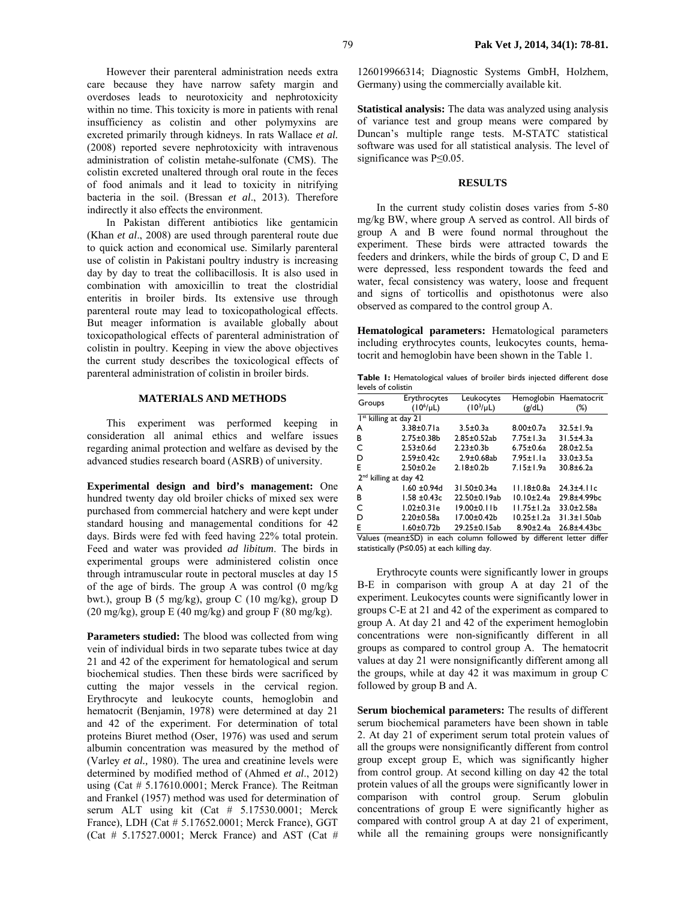However their parenteral administration needs extra care because they have narrow safety margin and overdoses leads to neurotoxicity and nephrotoxicity within no time. This toxicity is more in patients with renal insufficiency as colistin and other polymyxins are excreted primarily through kidneys. In rats Wallace *et al.* (2008) reported severe nephrotoxicity with intravenous administration of colistin metahe-sulfonate (CMS). The colistin excreted unaltered through oral route in the feces of food animals and it lead to toxicity in nitrifying bacteria in the soil. (Bressan *et al*., 2013). Therefore indirectly it also effects the environment.

In Pakistan different antibiotics like gentamicin (Khan *et al*., 2008) are used through parenteral route due to quick action and economical use. Similarly parenteral use of colistin in Pakistani poultry industry is increasing day by day to treat the collibacillosis. It is also used in combination with amoxicillin to treat the clostridial enteritis in broiler birds. Its extensive use through parenteral route may lead to toxicopathological effects. But meager information is available globally about toxicopathological effects of parenteral administration of colistin in poultry. Keeping in view the above objectives the current study describes the toxicological effects of parenteral administration of colistin in broiler birds.

## MATERIALS AND METHODS

This experiment was performed keeping in consideration all animal ethics and welfare issues regarding animal protection and welfare as devised by the advanced studies research board (ASRB) of university.

**Experimental design and bird's management:** One hundred twenty day old broiler chicks of mixed sex were purchased from commercial hatchery and were kept under standard housing and managemental conditions for 42 days. Birds were fed with feed having 22% total protein. Feed and water was provided *ad libitum*. The birds in experimental groups were administered colistin once through intramuscular route in pectoral muscles at day 15 of the age of birds. The group A was control (0 mg/kg bwt.), group B (5 mg/kg), group C (10 mg/kg), group D (20 mg/kg), group E (40 mg/kg) and group F (80 mg/kg).

**Parameters studied:** The blood was collected from wing vein of individual birds in two separate tubes twice at day 21 and 42 of the experiment for hematological and serum biochemical studies. Then these birds were sacrificed by cutting the major vessels in the cervical region. Erythrocyte and leukocyte counts, hemoglobin and hematocrit (Benjamin, 1978) were determined at day 21 and 42 of the experiment. For determination of total proteins Biuret method (Oser, 1976) was used and serum albumin concentration was measured by the method of (Varley *et al.,* 1980). The urea and creatinine levels were determined by modified method of (Ahmed *et al*., 2012) using (Cat # 5.17610.0001; Merck France). The Reitman and Frankel (1957) method was used for determination of serum ALT using kit (Cat # 5.17530.0001; Merck France), LDH (Cat # 5.17652.0001; Merck France), GGT (Cat # 5.17527.0001; Merck France) and AST (Cat # 126019966314; Diagnostic Systems GmbH, Holzhem, Germany) using the commercially available kit.

**Statistical analysis:** The data was analyzed using analysis of variance test and group means were compared by Duncan's multiple range tests. M-STATC statistical software was used for all statistical analysis. The level of significance was $P \leq 0.05$.

## RESULTS

In the current study colistin doses varies from 5-80 mg/kg BW, where group A served as control. All birds of group A and B were found normal throughout the experiment. These birds were attracted towards the feeders and drinkers, while the birds of group C, D and E were depressed, less respondent towards the feed and water, fecal consistency was watery, loose and frequent and signs of torticollis and opisthotonus were also observed as compared to the control group A.

**Hematological parameters:** Hematological parameters including erythrocytes counts, leukocytes counts, hematocrit and hemoglobin have been shown in the Table 1.

**Table 1:** Hematological values of broiler birds injected different dose levels of colistin

| Groups | Erythrocytes ($10^6$/μL) | Leukocytes ($10^3$/μL) | Hemoglobin (g/dL) | Haematocrit (%) |
|---|---|---|---|---|
| 1st killing at day 21 | | | | |
| A | 3.38±0.71a | 3.5±0.3a | 8.00±0.7a | 32.5±1.9a |
| B | 2.75±0.38b | 2.85±0.52ab | 7.75±1.3a | 31.5±4.3a |
| C | 2.53±0.6d | 2.23±0.3b | 6.75±0.6a | 28.0±2.5a |
| D | 2.59±0.42c | 2.9±0.68ab | 7.95±1.1a | 33.0±3.5a |
| E | 2.50±0.2e | 2.18±0.2b | 7.15±1.9a | 30.8±6.2a |
| 2nd killing at day 42 | | | | |
| A | 1.60 ±0.94d | 31.50±0.34a | 11.18±0.8a | 24.3±4.11c |
| B | 1.58 ±0.43c | 22.50±0.19ab | 10.10±2.4a | 29.8±4.99bc |
| C | 1.02±0.31e | 19.00±0.11b | 11.75±1.2a | 33.0±2.58a |
| D | 2.20±0.58a | 17.00±0.42b | 10.25±1.2a | 31.3±1.50ab |
| E | 1.60±0.72b | 29.25±0.15ab | 8.90±2.4a | 26.8±4.43bc |

Values (mean±SD) in each column followed by different letter differ statistically ($P \leq 0.05$) at each killing day.

Erythrocyte counts were significantly lower in groups B-E in comparison with group A at day 21 of the experiment. Leukocytes counts were significantly lower in groups C-E at 21 and 42 of the experiment as compared to group A. At day 21 and 42 of the experiment hemoglobin concentrations were non-significantly different in all groups as compared to control group A. The hematocrit values at day 21 were nonsignificantly different among all the groups, while at day 42 it was maximum in group C followed by group B and A.

**Serum biochemical parameters:** The results of different serum biochemical parameters have been shown in table 2. At day 21 of experiment serum total protein values of all the groups were nonsignificantly different from control group except group E, which was significantly higher from control group. At second killing on day 42 the total protein values of all the groups were significantly lower in comparison with control group. Serum globulin concentrations of group E were significantly higher as compared with control group A at day 21 of experiment, while all the remaining groups were nonsignificantly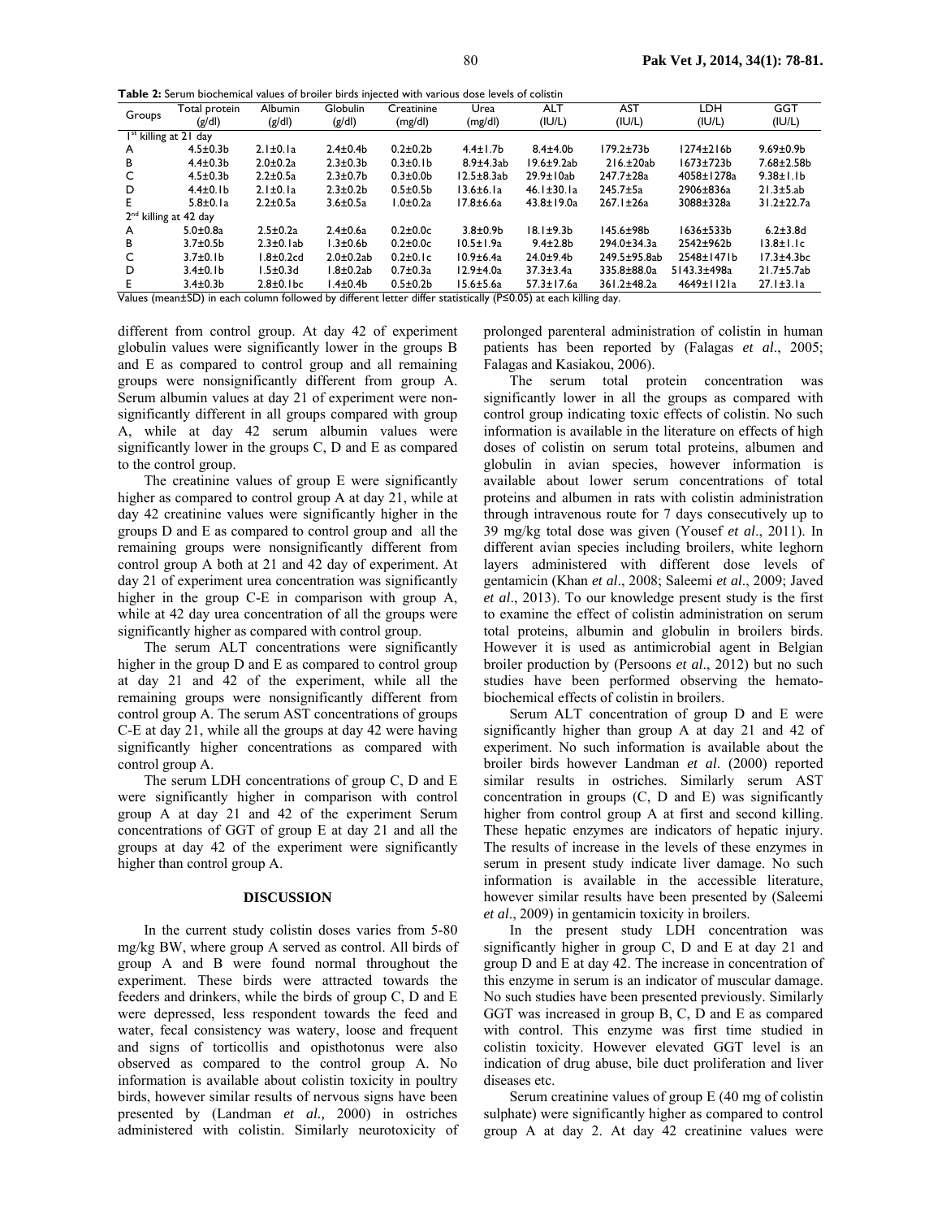**Table 2:** Serum biochemical values of broiler birds injected with various dose levels of colistin

| Groups | Total protein (g/dl) | Albumin (g/dl) | Globulin (g/dl) | Creatinine (mg/dl) | Urea (mg/dl) | ALT (IU/L) | AST (IU/L) | LDH (IU/L) | GGT (IU/L) |
|---|---|---|---|---|---|---|---|---|---|
| 1st killing at 21 day | | | | | | | | | |
| A | 4.5±0.3b | 2.1±0.1a | 2.4±0.4b | 0.2±0.2b | 4.4±1.7b | 8.4±4.0b | 179.2±73b | 1274±216b | 9.69±0.9b |
| B | 4.4±0.3b | 2.0±0.2a | 2.3±0.3b | 0.3±0.1b | 8.9±4.3ab | 19.6±9.2ab | 216.±20ab | 1673±723b | 7.68±2.58b |
| C | 4.5±0.3b | 2.2±0.5a | 2.3±0.7b | 0.3±0.0b | 12.5±8.3ab | 29.9±10ab | 247.7±28a | 4058±1278a | 9.38±1.1b |
| D | 4.4±0.1b | 2.1±0.1a | 2.3±0.2b | 0.5±0.5b | 13.6±6.1a | 46.1±30.1a | 245.7±5a | 2906±836a | 21.3±5.ab |
| E | 5.8±0.1a | 2.2±0.5a | 3.6±0.5a | 1.0±0.2a | 17.8±6.6a | 43.8±19.0a | 267.1±26a | 3088±328a | 31.2±22.7a |
| 2nd killing at 42 day | | | | | | | | | |
| A | 5.0±0.8a | 2.5±0.2a | 2.4±0.6a | 0.2±0.0c | 3.8±0.9b | 18.1±9.3b | 145.6±98b | 1636±533b | 6.2±3.8d |
| B | 3.7±0.5b | 2.3±0.1ab | 1.3±0.6b | 0.2±0.0c | 10.5±1.9a | 9.4±2.8b | 294.0±34.3a | 2542±962b | 13.8±1.1c |
| C | 3.7±0.1b | 1.8±0.2cd | 2.0±0.2ab | 0.2±0.1c | 10.9±6.4a | 24.0±9.4b | 249.5±95.8ab | 2548±1471b | 17.3±4.3bc |
| D | 3.4±0.1b | 1.5±0.3d | 1.8±0.2ab | 0.7±0.3a | 12.9±4.0a | 37.3±3.4a | 335.8±88.0a | 5143.3±498a | 21.7±5.7ab |
| E | 3.4±0.3b | 2.8±0.1bc | 1.4±0.4b | 0.5±0.2b | 15.6±5.6a | 57.3±17.6a | 361.2±48.2a | 4649±1121a | 27.1±3.1a |

Values (mean±SD) in each column followed by different letter differ statistically (P≤0.05) at each killing day.

different from control group. At day 42 of experiment globulin values were significantly lower in the groups B and E as compared to control group and all remaining groups were nonsignificantly different from group A. Serum albumin values at day 21 of experiment were non-significantly different in all groups compared with group A, while at day 42 serum albumin values were significantly lower in the groups C, D and E as compared to the control group.

The creatinine values of group E were significantly higher as compared to control group A at day 21, while at day 42 creatinine values were significantly higher in the groups D and E as compared to control group and all the remaining groups were nonsignificantly different from control group A both at 21 and 42 day of experiment. At day 21 of experiment urea concentration was significantly higher in the group C-E in comparison with group A, while at 42 day urea concentration of all the groups were significantly higher as compared with control group.

The serum ALT concentrations were significantly higher in the group D and E as compared to control group at day 21 and 42 of the experiment, while all the remaining groups were nonsignificantly different from control group A. The serum AST concentrations of groups C-E at day 21, while all the groups at day 42 were having significantly higher concentrations as compared with control group A.

The serum LDH concentrations of group C, D and E were significantly higher in comparison with control group A at day 21 and 42 of the experiment Serum concentrations of GGT of group E at day 21 and all the groups at day 42 of the experiment were significantly higher than control group A.

## DISCUSSION

In the current study colistin doses varies from 5-80 mg/kg BW, where group A served as control. All birds of group A and B were found normal throughout the experiment. These birds were attracted towards the feeders and drinkers, while the birds of group C, D and E were depressed, less respondent towards the feed and water, fecal consistency was watery, loose and frequent and signs of torticollis and opisthotonus were also observed as compared to the control group A. No information is available about colistin toxicity in poultry birds, however similar results of nervous signs have been presented by (Landman *et al.,* 2000) in ostriches administered with colistin. Similarly neurotoxicity of prolonged parenteral administration of colistin in human patients has been reported by (Falagas *et al*., 2005; Falagas and Kasiakou, 2006).

The serum total protein concentration was significantly lower in all the groups as compared with control group indicating toxic effects of colistin. No such information is available in the literature on effects of high doses of colistin on serum total proteins, albumen and globulin in avian species, however information is available about lower serum concentrations of total proteins and albumen in rats with colistin administration through intravenous route for 7 days consecutively up to 39 mg/kg total dose was given (Yousef *et al*., 2011). In different avian species including broilers, white leghorn layers administered with different dose levels of gentamicin (Khan *et al*., 2008; Saleemi *et al*., 2009; Javed *et al*., 2013). To our knowledge present study is the first to examine the effect of colistin administration on serum total proteins, albumin and globulin in broilers birds. However it is used as antimicrobial agent in Belgian broiler production by (Persoons *et al*., 2012) but no such studies have been performed observing the hemato-biochemical effects of colistin in broilers.

Serum ALT concentration of group D and E were significantly higher than group A at day 21 and 42 of experiment. No such information is available about the broiler birds however Landman *et al*. (2000) reported similar results in ostriches. Similarly serum AST concentration in groups (C, D and E) was significantly higher from control group A at first and second killing. These hepatic enzymes are indicators of hepatic injury. The results of increase in the levels of these enzymes in serum in present study indicate liver damage. No such information is available in the accessible literature, however similar results have been presented by (Saleemi *et al*., 2009) in gentamicin toxicity in broilers.

In the present study LDH concentration was significantly higher in group C, D and E at day 21 and group D and E at day 42. The increase in concentration of this enzyme in serum is an indicator of muscular damage. No such studies have been presented previously. Similarly GGT was increased in group B, C, D and E as compared with control. This enzyme was first time studied in colistin toxicity. However elevated GGT level is an indication of drug abuse, bile duct proliferation and liver diseases etc.

Serum creatinine values of group E (40 mg of colistin sulphate) were significantly higher as compared to control group A at day 2. At day 42 creatinine values were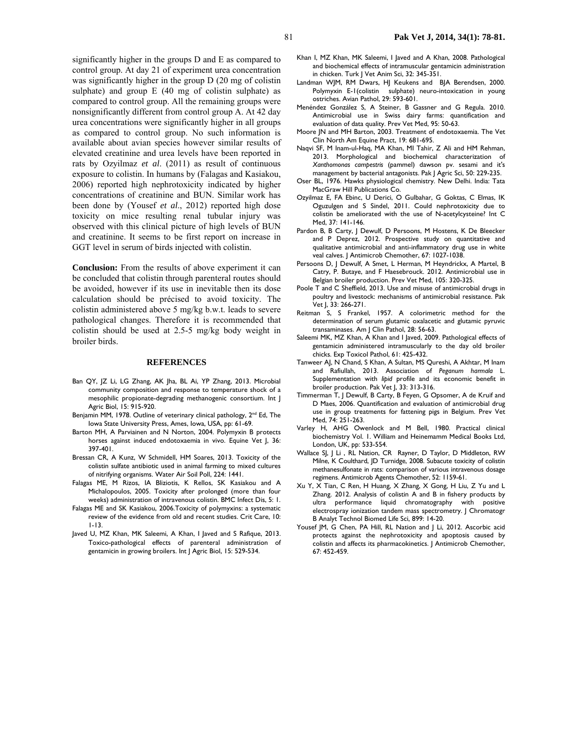significantly higher in the groups D and E as compared to control group. At day 21 of experiment urea concentration was significantly higher in the group D (20 mg of colistin sulphate) and group E (40 mg of colistin sulphate) as compared to control group. All the remaining groups were nonsignificantly different from control group A. At 42 day urea concentrations were significantly higher in all groups as compared to control group. No such information is available about avian species however similar results of elevated creatinine and urea levels have been reported in rats by Ozyilmaz *et al*. (2011) as result of continuous exposure to colistin. In humans by (Falagas and Kasiakou, 2006) reported high nephrotoxicity indicated by higher concentrations of creatinine and BUN. Similar work has been done by (Yousef *et al*., 2012) reported high dose toxicity on mice resulting renal tubular injury was observed with this clinical picture of high levels of BUN and creatinine. It seems to be first report on increase in GGT level in serum of birds injected with colistin.

**Conclusion:** From the results of above experiment it can be concluded that colistin through parenteral routes should be avoided, however if its use in inevitable then its dose calculation should be précised to avoid toxicity. The colistin administered above 5 mg/kg b.w.t. leads to severe pathological changes. Therefore it is recommended that colistin should be used at 2.5-5 mg/kg body weight in broiler birds.

## REFERENCES

Ban QY, JZ Li, LG Zhang, AK Jha, BL Ai, YP Zhang, 2013. Microbial community composition and response to temperature shock of a mesophilic propionate-degrading methanogenic consortium. Int J Agric Biol, 15: 915-920.

Benjamin MM, 1978. Outline of veterinary clinical pathology, 2nd Ed, The Iowa State University Press, Ames, Iowa, USA, pp: 61-69.

Barton MH, A Parviainen and N Norton, 2004. Polymyxin B protects horses against induced endotoxaemia in vivo. Equine Vet J, 36: 397-401.

Bressan CR, A Kunz, W Schmidell, HM Soares, 2013. Toxicity of the colistin sulfate antibiotic used in animal farming to mixed cultures of nitrifying organisms. Water Air Soil Poll, 224: 1441.

Falagas ME, M Rizos, IA Bliziotis, K Rellos, SK Kasiakou and A Michalopoulos, 2005. Toxicity after prolonged (more than four weeks) administration of intravenous colistin. BMC Infect Dis, 5: 1.

Falagas ME and SK Kasiakou, 2006.Toxicity of polymyxins: a systematic review of the evidence from old and recent studies. Crit Care, 10: 1-13.

Javed U, MZ Khan, MK Saleemi, A Khan, I Javed and S Rafique, 2013. Toxico-pathological effects of parenteral administration of gentamicin in growing broilers. Int J Agric Biol, 15: 529-534.

Khan I, MZ Khan, MK Saleemi, I Javed and A Khan, 2008. Pathological and biochemical effects of intramuscular gentamicin administration in chicken. Turk J Vet Anim Sci, 32: 345-351.

Landman WJM, RM Dwars, HJ Keukens and BJA Berendsen, 2000. Polymyxin E-1(colistin sulphate) neuro-intoxication in young ostriches. Avian Pathol, 29: 593-601.

Menéndez González S, A Steiner, B Gassner and G Regula. 2010. Antimicrobial use in Swiss dairy farms: quantification and evaluation of data quality. Prev Vet Med, 95: 50-63.

Moore JN and MH Barton, 2003. Treatment of endotoxaemia. The Vet Clin North Am Equine Pract, 19: 681-695.

Naqvi SF, M Inam-ul-Haq, MA Khan, MI Tahir, Z Ali and HM Rehman, 2013. Morphological and biochemical characterization of *Xanthomonas campestris* (pammel) dawson pv. sesami and it's management by bacterial antagonists. Pak J Agric Sci, 50: 229-235.

Oser BL, 1976. Hawks physiological chemistry. New Delhi. India: Tata MacGraw Hill Publications Co.

Ozyilmaz E, FA Ebinc, U Derici, O Gulbahar, G Goktas, C Elmas, IK Oguzulgen and S Sindel, 2011. Could nephrotoxicity due to colistin be ameliorated with the use of N-acetylcysteine? Int C Med, 37: 141-146.

Pardon B, B Carty, J Dewulf, D Persoons, M Hostens, K De Bleecker and P Deprez, 2012. Prospective study on quantitative and qualitative antimicrobial and anti-inflammatory drug use in white veal calves. J Antimicrob Chemother, 67: 1027-1038.

Persoons D, J Dewulf, A Smet, L Herman, M Heyndrickx, A Martel, B Catry, P. Butaye, and F Haesebrouck. 2012. Antimicrobial use in Belgian broiler production. Prev Vet Med, 105: 320-325.

Poole T and C Sheffield, 2013. Use and misuse of antimicrobial drugs in poultry and livestock: mechanisms of antimicrobial resistance. Pak Vet J, 33: 266-271.

Reitman S, S Frankel, 1957. A colorimetric method for the determination of serum glutamic oxalacetic and glutamic pyruvic transaminases. Am J Clin Pathol, 28: 56-63.

Saleemi MK, MZ Khan, A Khan and I Javed, 2009. Pathological effects of gentamicin administered intramuscularly to the day old broiler chicks. Exp Toxicol Pathol, 61: 425-432.

Tanweer AJ, N Chand, S Khan, A Sultan, MS Qureshi, A Akhtar, M Inam and Rafiullah, 2013. Association of *Peganum harmala* L. Supplementation with *lipid* profile and its economic benefit in broiler production. Pak Vet J, 33: 313-316.

Timmerman T, J Dewulf, B Carty, B Feyen, G Opsomer, A de Kruif and D Maes, 2006. Quantification and evaluation of antimicrobial drug use in group treatments for fattening pigs in Belgium. Prev Vet Med, 74: 251-263.

Varley H, AHG Owenlock and M Bell, 1980. Practical clinical biochemistry Vol. 1. William and Heinemamm Medical Books Ltd, London, UK, pp: 533-554.

Wallace SJ, J Li , RL Nation, CR Rayner, D Taylor, D Middleton, RW Milne, K Coulthard, JD Turnidge, 2008. Subacute toxicity of colistin methanesulfonate in rats: comparison of various intravenous dosage regimens. Antimicrob Agents Chemother, 52: 1159-61.

Xu Y, X Tian, C Ren, H Huang, X Zhang, X Gong, H Liu, Z Yu and L Zhang. 2012. Analysis of colistin A and B in fishery products by ultra performance liquid chromatography with positive electrospray ionization tandem mass spectrometry. J Chromatogr B Analyt Technol Biomed Life Sci, 899: 14-20.

Yousef JM, G Chen, PA Hill, RL Nation and J Li, 2012. Ascorbic acid protects against the nephrotoxicity and apoptosis caused by colistin and affects its pharmacokinetics. J Antimicrob Chemother, 67: 452-459.